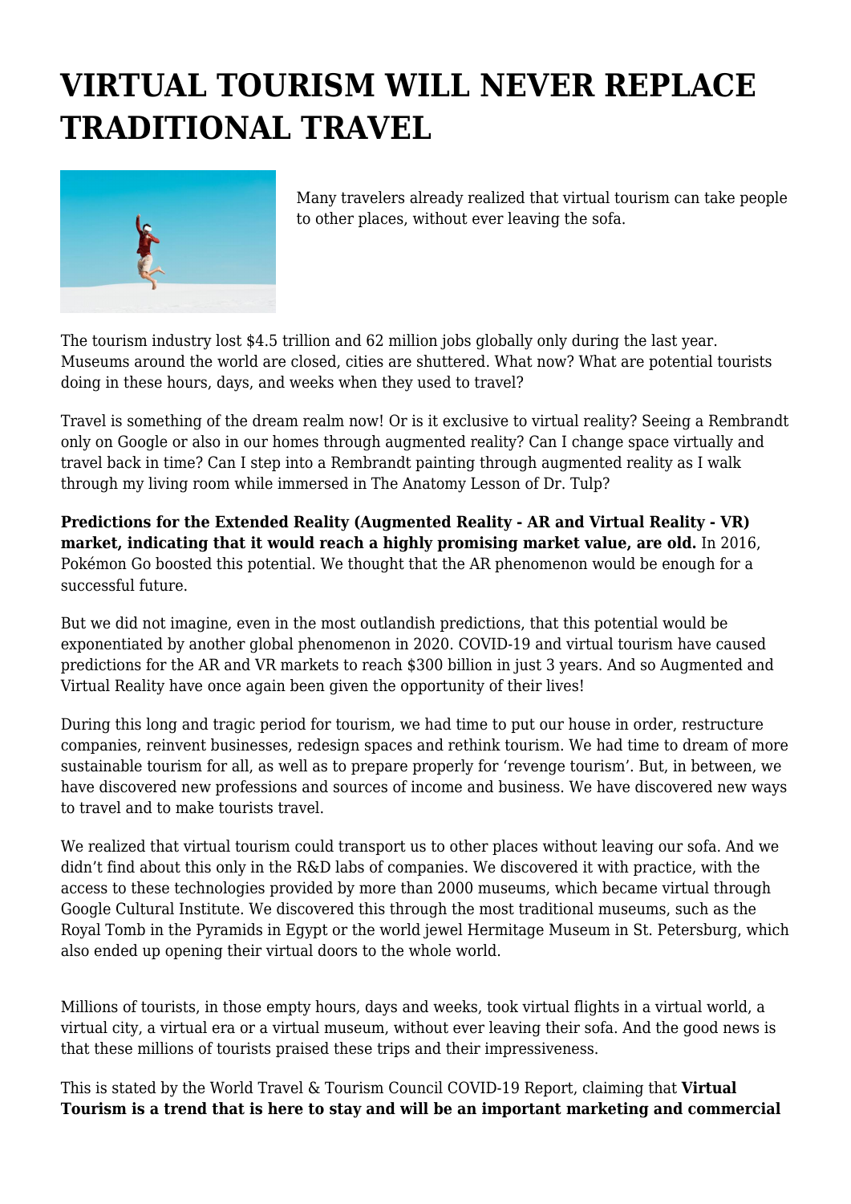# VIRTUAL TOURISM WILL NEVER REPLACE TRADITIONAL TRAVEL

Many travelers already realized that virtual tourism can take people to other places, without ever leaving the sofa.

The tourism industry lost $4.5 trillion and 62 million jobs globally only during the last year. Museums around the world are closed, cities are shuttered. What now? What are potential tourists doing in these hours, days, and weeks when they used to travel?

Travel is something of the dream realm now! Or is it exclusive to virtual reality? Seeing a Rembrandt only on Google or also in our homes through augmented reality? Can I change space virtually and travel back in time? Can I step into a Rembrandt painting through augmented reality as I walk through my living room while immersed in The Anatomy Lesson of Dr. Tulp?

**Predictions for the Extended Reality (Augmented Reality - AR and Virtual Reality - VR) market, indicating that it would reach a highly promising market value, are old.** In 2016, Pokémon Go boosted this potential. We thought that the AR phenomenon would be enough for a successful future.

But we did not imagine, even in the most outlandish predictions, that this potential would be exponentiated by another global phenomenon in 2020. COVID-19 and virtual tourism have caused predictions for the AR and VR markets to reach $300 billion in just 3 years. And so Augmented and Virtual Reality have once again been given the opportunity of their lives!

During this long and tragic period for tourism, we had time to put our house in order, restructure companies, reinvent businesses, redesign spaces and rethink tourism. We had time to dream of more sustainable tourism for all, as well as to prepare properly for 'revenge tourism'. But, in between, we have discovered new professions and sources of income and business. We have discovered new ways to travel and to make tourists travel.

We realized that virtual tourism could transport us to other places without leaving our sofa. And we didn't find about this only in the R&D labs of companies. We discovered it with practice, with the access to these technologies provided by more than 2000 museums, which became virtual through Google Cultural Institute. We discovered this through the most traditional museums, such as the Royal Tomb in the Pyramids in Egypt or the world jewel Hermitage Museum in St. Petersburg, which also ended up opening their virtual doors to the whole world.

Millions of tourists, in those empty hours, days and weeks, took virtual flights in a virtual world, a virtual city, a virtual era or a virtual museum, without ever leaving their sofa. And the good news is that these millions of tourists praised these trips and their impressiveness.

This is stated by the World Travel & Tourism Council COVID-19 Report, claiming that **Virtual Tourism is a trend that is here to stay and will be an important marketing and commercial**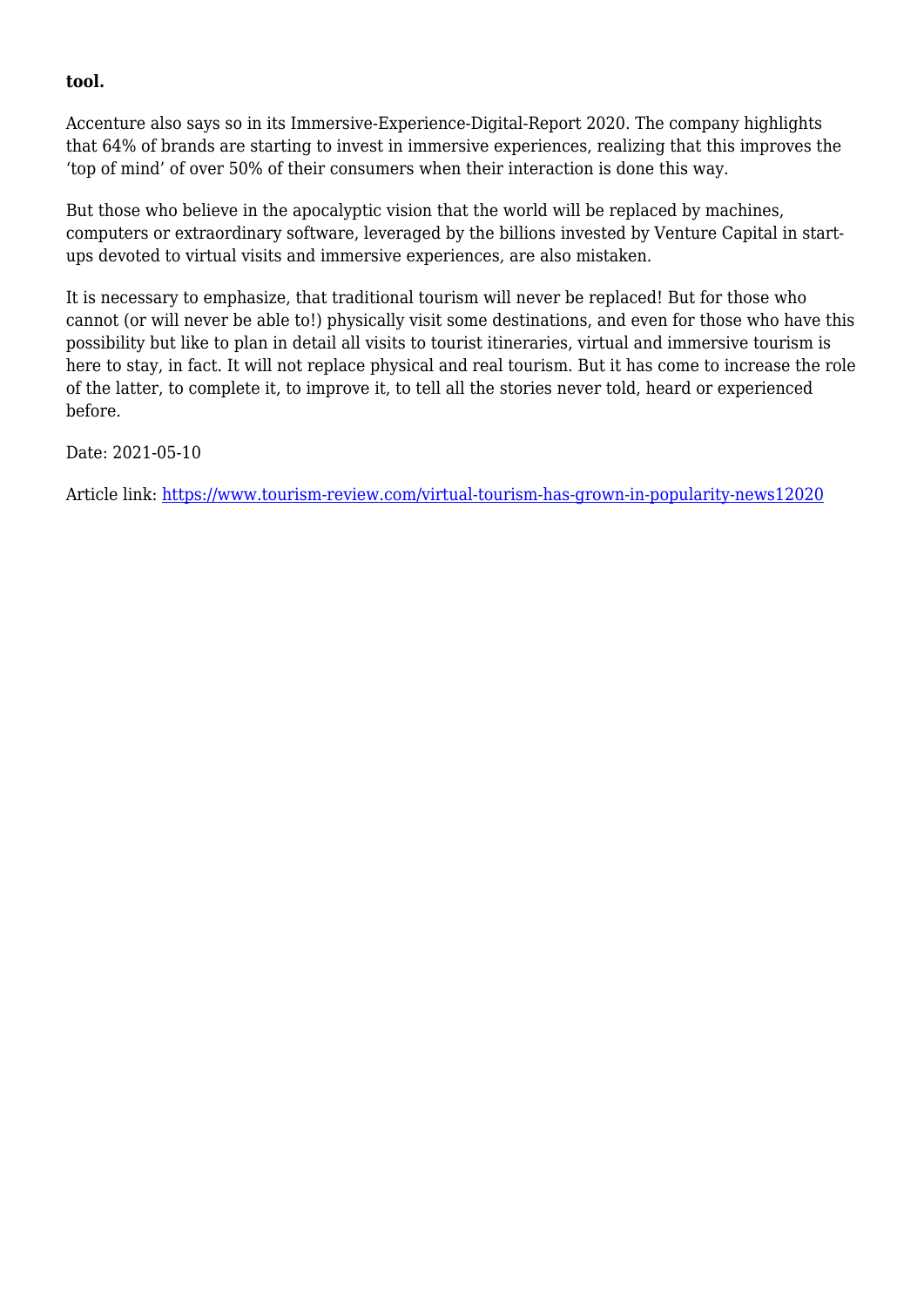**tool.**

Accenture also says so in its Immersive-Experience-Digital-Report 2020. The company highlights that 64% of brands are starting to invest in immersive experiences, realizing that this improves the 'top of mind' of over 50% of their consumers when their interaction is done this way.

But those who believe in the apocalyptic vision that the world will be replaced by machines, computers or extraordinary software, leveraged by the billions invested by Venture Capital in start-ups devoted to virtual visits and immersive experiences, are also mistaken.

It is necessary to emphasize, that traditional tourism will never be replaced! But for those who cannot (or will never be able to!) physically visit some destinations, and even for those who have this possibility but like to plan in detail all visits to tourist itineraries, virtual and immersive tourism is here to stay, in fact. It will not replace physical and real tourism. But it has come to increase the role of the latter, to complete it, to improve it, to tell all the stories never told, heard or experienced before.

Date: 2021-05-10

Article link: [https://www.tourism-review.com/virtual-tourism-has-grown-in-popularity-news12020](https://www.tourism-review.com/virtual-tourism-has-grown-in-popularity-news12020)